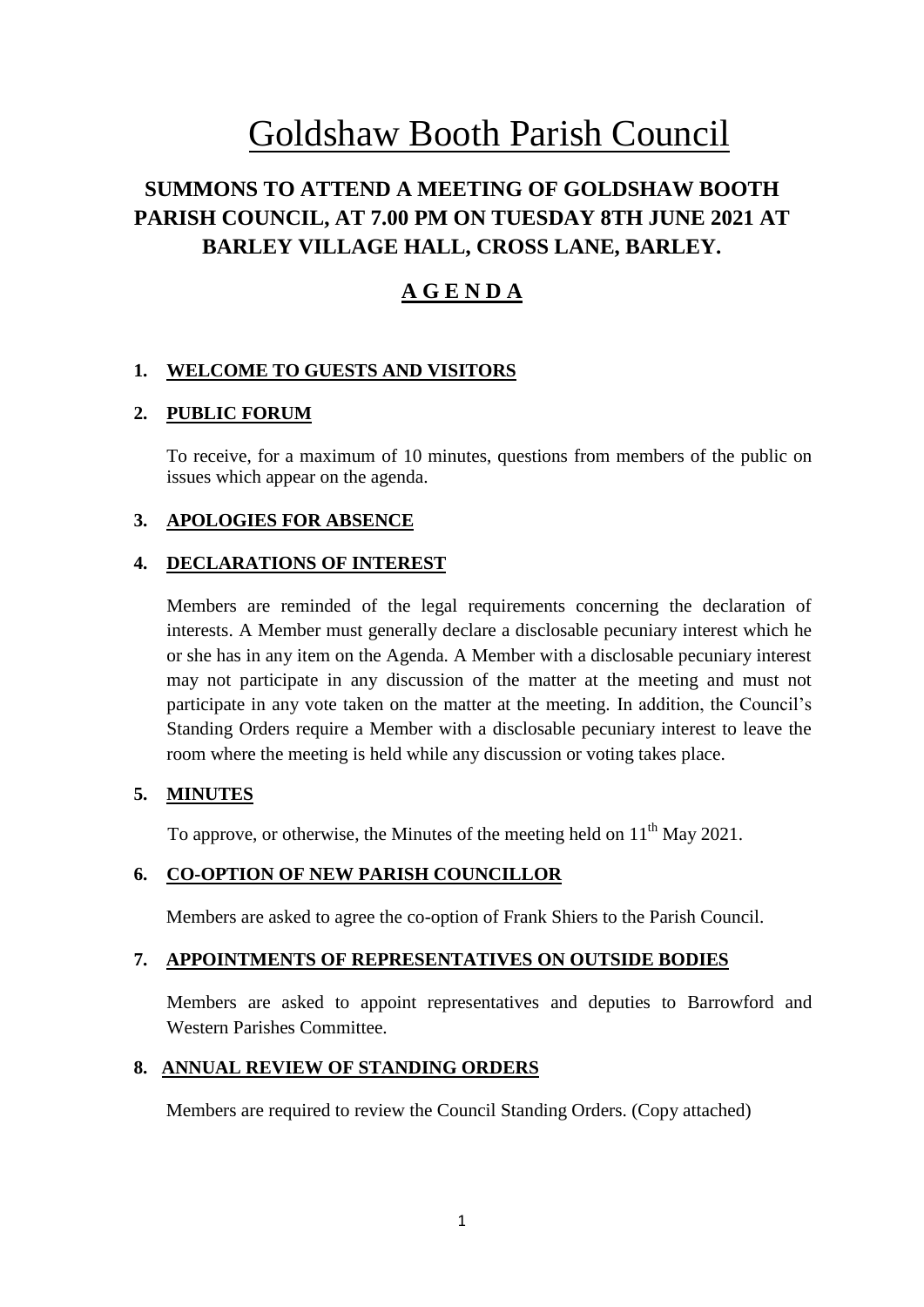# Goldshaw Booth Parish Council

## SUMMONS TO ATTEND A MEETING OF GOLDSHAW BOOTH PARISH COUNCIL, AT 7.00 PM ON TUESDAY 8TH JUNE 2021 AT BARLEY VILLAGE HALL, CROSS LANE, BARLEY.

## A G E N D A

### 1. WELCOME TO GUESTS AND VISITORS

### 2. PUBLIC FORUM

To receive, for a maximum of 10 minutes, questions from members of the public on issues which appear on the agenda.

### 3. APOLOGIES FOR ABSENCE

### 4. DECLARATIONS OF INTEREST

Members are reminded of the legal requirements concerning the declaration of interests. A Member must generally declare a disclosable pecuniary interest which he or she has in any item on the Agenda. A Member with a disclosable pecuniary interest may not participate in any discussion of the matter at the meeting and must not participate in any vote taken on the matter at the meeting. In addition, the Council's Standing Orders require a Member with a disclosable pecuniary interest to leave the room where the meeting is held while any discussion or voting takes place.

### 5. MINUTES

To approve, or otherwise, the Minutes of the meeting held on 11th May 2021.

### 6. CO-OPTION OF NEW PARISH COUNCILLOR

Members are asked to agree the co-option of Frank Shiers to the Parish Council.

### 7. APPOINTMENTS OF REPRESENTATIVES ON OUTSIDE BODIES

Members are asked to appoint representatives and deputies to Barrowford and Western Parishes Committee.

### 8. ANNUAL REVIEW OF STANDING ORDERS

Members are required to review the Council Standing Orders. (Copy attached)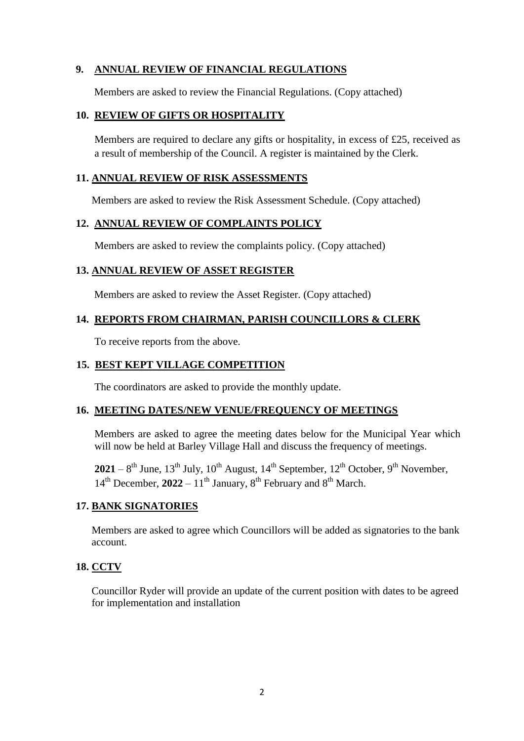## 9. ANNUAL REVIEW OF FINANCIAL REGULATIONS

Members are asked to review the Financial Regulations. (Copy attached)

## 10. REVIEW OF GIFTS OR HOSPITALITY

Members are required to declare any gifts or hospitality, in excess of £25, received as a result of membership of the Council. A register is maintained by the Clerk.

## 11. ANNUAL REVIEW OF RISK ASSESSMENTS

Members are asked to review the Risk Assessment Schedule. (Copy attached)

## 12. ANNUAL REVIEW OF COMPLAINTS POLICY

Members are asked to review the complaints policy. (Copy attached)

## 13. ANNUAL REVIEW OF ASSET REGISTER

Members are asked to review the Asset Register. (Copy attached)

## 14. REPORTS FROM CHAIRMAN, PARISH COUNCILLORS & CLERK

To receive reports from the above.

## 15. BEST KEPT VILLAGE COMPETITION

The coordinators are asked to provide the monthly update.

## 16. MEETING DATES/NEW VENUE/FREQUENCY OF MEETINGS

Members are asked to agree the meeting dates below for the Municipal Year which will now be held at Barley Village Hall and discuss the frequency of meetings.

**2021** – 8th June, 13th July, 10th August, 14th September, 12th October, 9th November, 14th December, **2022** – 11th January, 8th February and 8th March.

## 17. BANK SIGNATORIES

Members are asked to agree which Councillors will be added as signatories to the bank account.

## 18. CCTV

Councillor Ryder will provide an update of the current position with dates to be agreed for implementation and installation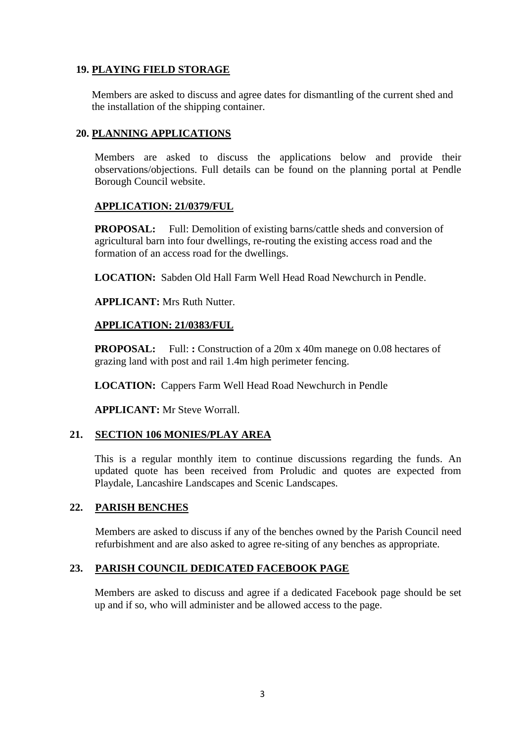## 19. PLAYING FIELD STORAGE

Members are asked to discuss and agree dates for dismantling of the current shed and the installation of the shipping container.

## 20. PLANNING APPLICATIONS

Members are asked to discuss the applications below and provide their observations/objections. Full details can be found on the planning portal at Pendle Borough Council website.

### APPLICATION: 21/0379/FUL

**PROPOSAL:** Full: Demolition of existing barns/cattle sheds and conversion of agricultural barn into four dwellings, re-routing the existing access road and the formation of an access road for the dwellings.

**LOCATION:** Sabden Old Hall Farm Well Head Road Newchurch in Pendle.

**APPLICANT:** Mrs Ruth Nutter.

### APPLICATION: 21/0383/FUL

**PROPOSAL:** Full: **:** Construction of a 20m x 40m manege on 0.08 hectares of grazing land with post and rail 1.4m high perimeter fencing.

**LOCATION:** Cappers Farm Well Head Road Newchurch in Pendle

**APPLICANT:** Mr Steve Worrall.

## 21. SECTION 106 MONIES/PLAY AREA

This is a regular monthly item to continue discussions regarding the funds. An updated quote has been received from Proludic and quotes are expected from Playdale, Lancashire Landscapes and Scenic Landscapes.

## 22. PARISH BENCHES

Members are asked to discuss if any of the benches owned by the Parish Council need refurbishment and are also asked to agree re-siting of any benches as appropriate.

## 23. PARISH COUNCIL DEDICATED FACEBOOK PAGE

Members are asked to discuss and agree if a dedicated Facebook page should be set up and if so, who will administer and be allowed access to the page.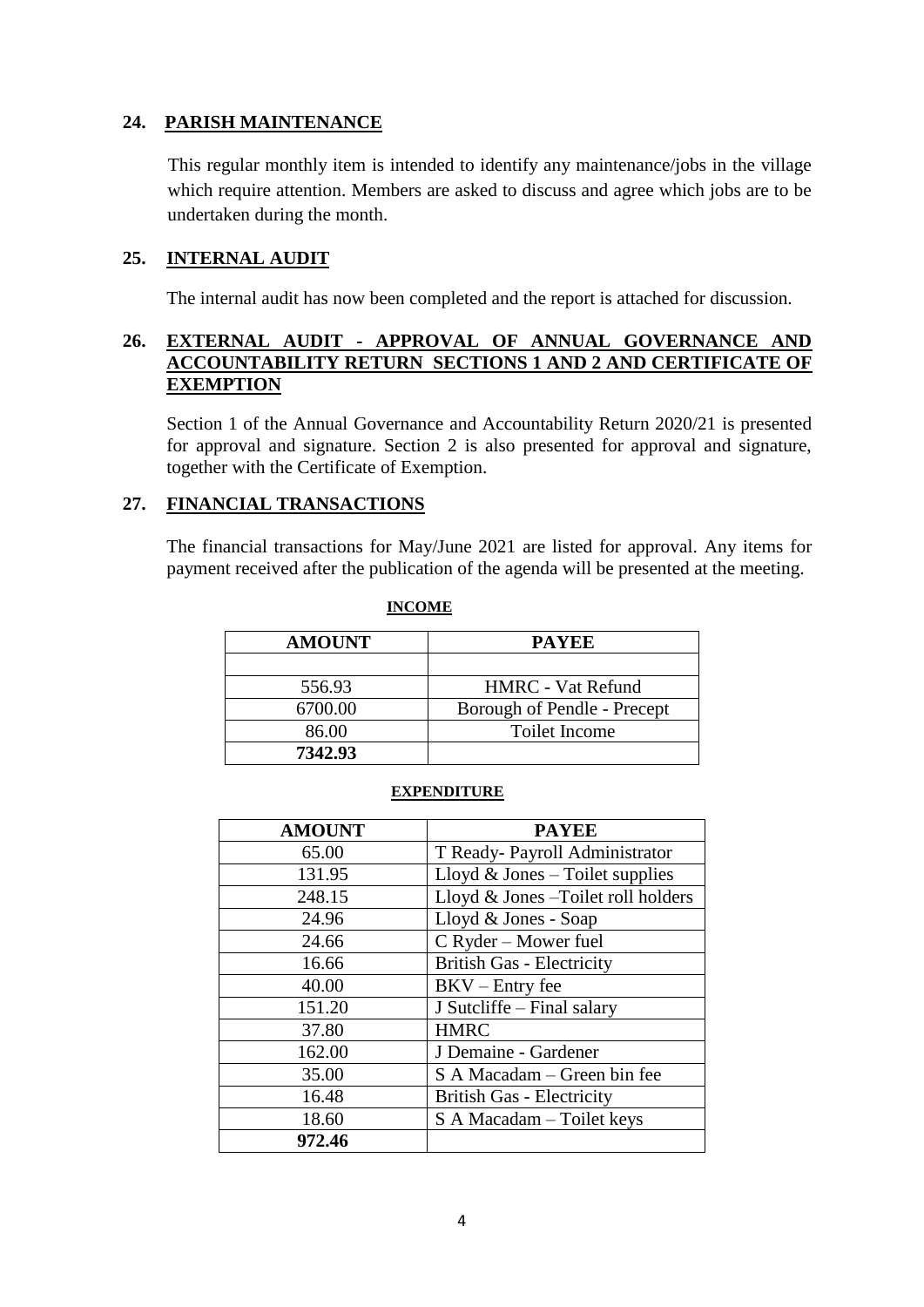## 24. PARISH MAINTENANCE

This regular monthly item is intended to identify any maintenance/jobs in the village which require attention. Members are asked to discuss and agree which jobs are to be undertaken during the month.

## 25. INTERNAL AUDIT

The internal audit has now been completed and the report is attached for discussion.

## 26. EXTERNAL AUDIT - APPROVAL OF ANNUAL GOVERNANCE AND ACCOUNTABILITY RETURN SECTIONS 1 AND 2 AND CERTIFICATE OF EXEMPTION

Section 1 of the Annual Governance and Accountability Return 2020/21 is presented for approval and signature. Section 2 is also presented for approval and signature, together with the Certificate of Exemption.

## 27. FINANCIAL TRANSACTIONS

The financial transactions for May/June 2021 are listed for approval. Any items for payment received after the publication of the agenda will be presented at the meeting.

**INCOME**

| AMOUNT | PAYEE |
|---|---|
| | |
| 556.93 | HMRC - Vat Refund |
| 6700.00 | Borough of Pendle - Precept |
| 86.00 | Toilet Income |
| **7342.93** | |

**EXPENDITURE**

| AMOUNT | PAYEE |
|---|---|
| 65.00 | T Ready- Payroll Administrator |
| 131.95 | Lloyd & Jones – Toilet supplies |
| 248.15 | Lloyd & Jones –Toilet roll holders |
| 24.96 | Lloyd & Jones - Soap |
| 24.66 | C Ryder – Mower fuel |
| 16.66 | British Gas - Electricity |
| 40.00 | BKV – Entry fee |
| 151.20 | J Sutcliffe – Final salary |
| 37.80 | HMRC |
| 162.00 | J Demaine - Gardener |
| 35.00 | S A Macadam – Green bin fee |
| 16.48 | British Gas - Electricity |
| 18.60 | S A Macadam – Toilet keys |
| **972.46** | |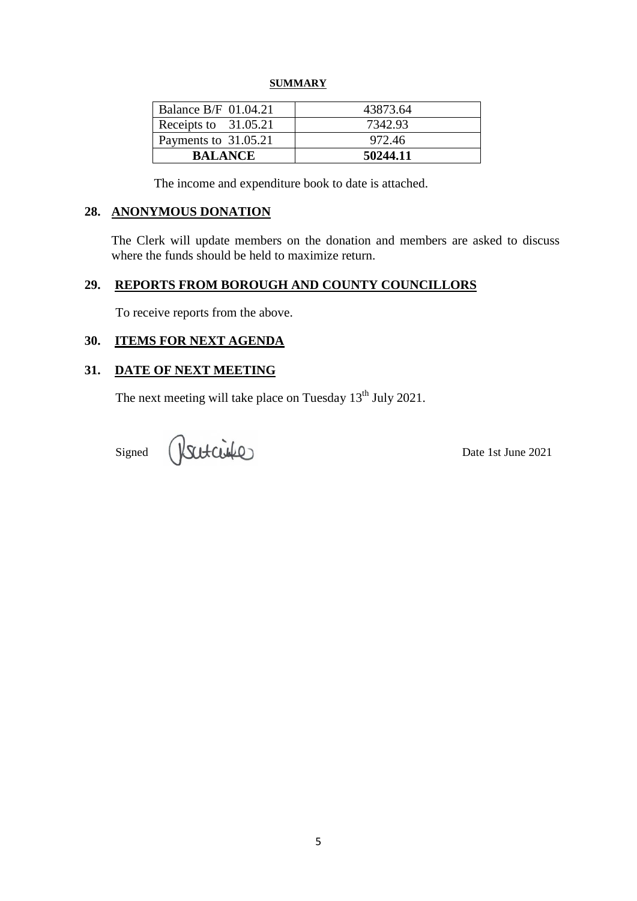**SUMMARY**

| | |
|---|---|
| Balance B/F 01.04.21 | 43873.64 |
| Receipts to 31.05.21 | 7342.93 |
| Payments to 31.05.21 | 972.46 |
| **BALANCE** | **50244.11** |

The income and expenditure book to date is attached.

## 28. ANONYMOUS DONATION

The Clerk will update members on the donation and members are asked to discuss where the funds should be held to maximize return.

## 29. REPORTS FROM BOROUGH AND COUNTY COUNCILLORS

To receive reports from the above.

## 30. ITEMS FOR NEXT AGENDA

## 31. DATE OF NEXT MEETING

The next meeting will take place on Tuesday 13th July 2021.

Signed Rsutcliffe Date 1st June 2021